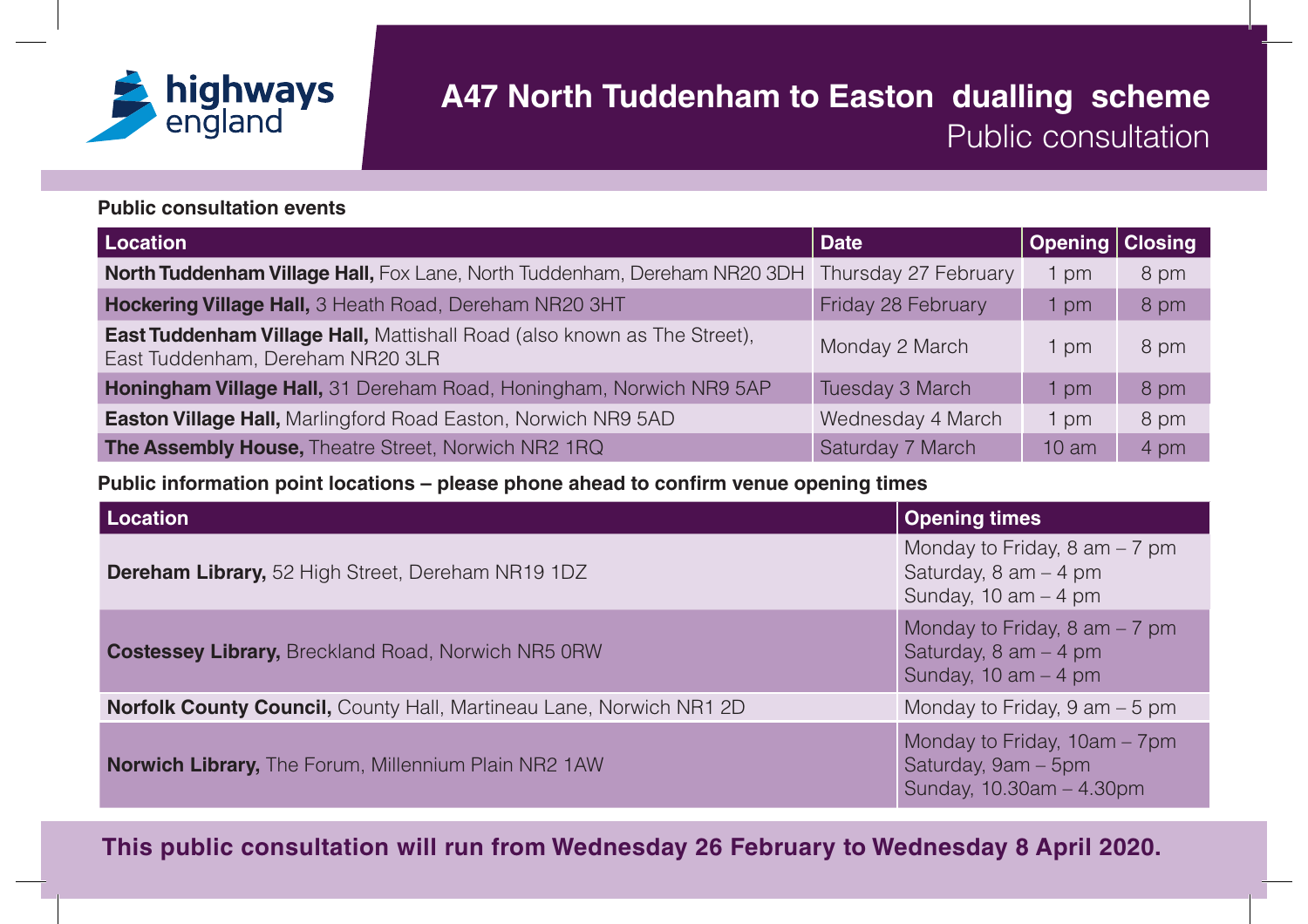highways england

# A47 North Tuddenham to Easton dualling scheme

## Public consultation

**Public consultation events**

| Location | Date | Opening | Closing |
|---|---|---|---|
| **North Tuddenham Village Hall,** Fox Lane, North Tuddenham, Dereham NR20 3DH | Thursday 27 February | 1 pm | 8 pm |
| **Hockering Village Hall,** 3 Heath Road, Dereham NR20 3HT | Friday 28 February | 1 pm | 8 pm |
| **East Tuddenham Village Hall,** Mattishall Road (also known as The Street), East Tuddenham, Dereham NR20 3LR | Monday 2 March | 1 pm | 8 pm |
| **Honingham Village Hall,** 31 Dereham Road, Honingham, Norwich NR9 5AP | Tuesday 3 March | 1 pm | 8 pm |
| **Easton Village Hall,** Marlingford Road Easton, Norwich NR9 5AD | Wednesday 4 March | 1 pm | 8 pm |
| **The Assembly House,** Theatre Street, Norwich NR2 1RQ | Saturday 7 March | 10 am | 4 pm |

**Public information point locations – please phone ahead to confirm venue opening times**

| Location | Opening times |
|---|---|
| **Dereham Library,** 52 High Street, Dereham NR19 1DZ | Monday to Friday, 8 am – 7 pm<br>Saturday, 8 am – 4 pm<br>Sunday, 10 am – 4 pm |
| **Costessey Library,** Breckland Road, Norwich NR5 0RW | Monday to Friday, 8 am – 7 pm<br>Saturday, 8 am – 4 pm<br>Sunday, 10 am – 4 pm |
| **Norfolk County Council,** County Hall, Martineau Lane, Norwich NR1 2D | Monday to Friday, 9 am – 5 pm |
| **Norwich Library,** The Forum, Millennium Plain NR2 1AW | Monday to Friday, 10am – 7pm<br>Saturday, 9am – 5pm<br>Sunday, 10.30am – 4.30pm |

**This public consultation will run from Wednesday 26 February to Wednesday 8 April 2020.**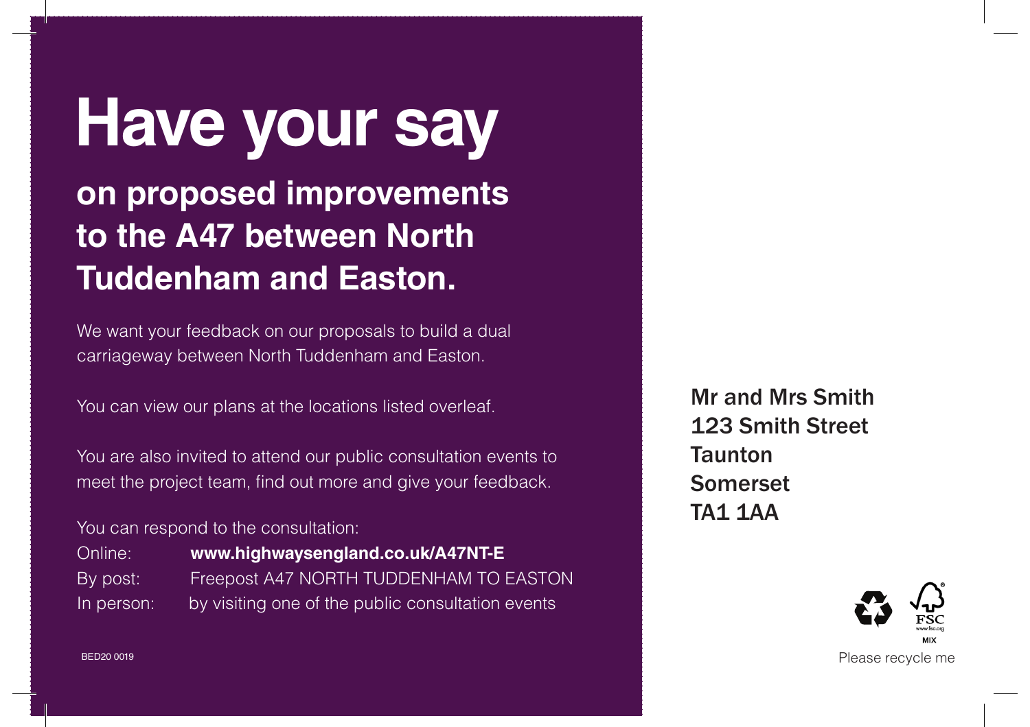# Have your say

## on proposed improvements to the A47 between North Tuddenham and Easton.

We want your feedback on our proposals to build a dual carriageway between North Tuddenham and Easton.

You can view our plans at the locations listed overleaf.

You are also invited to attend our public consultation events to meet the project team, find out more and give your feedback.

You can respond to the consultation:

| | |
|---|---|
| Online: | **www.highwaysengland.co.uk/A47NT-E** |
| By post: | Freepost A47 NORTH TUDDENHAM TO EASTON |
| In person: | by visiting one of the public consultation events |

BED20 0019

Mr and Mrs Smith
123 Smith Street
Taunton
Somerset
TA1 1AA

FSC
www.fsc.org
MIX

Please recycle me